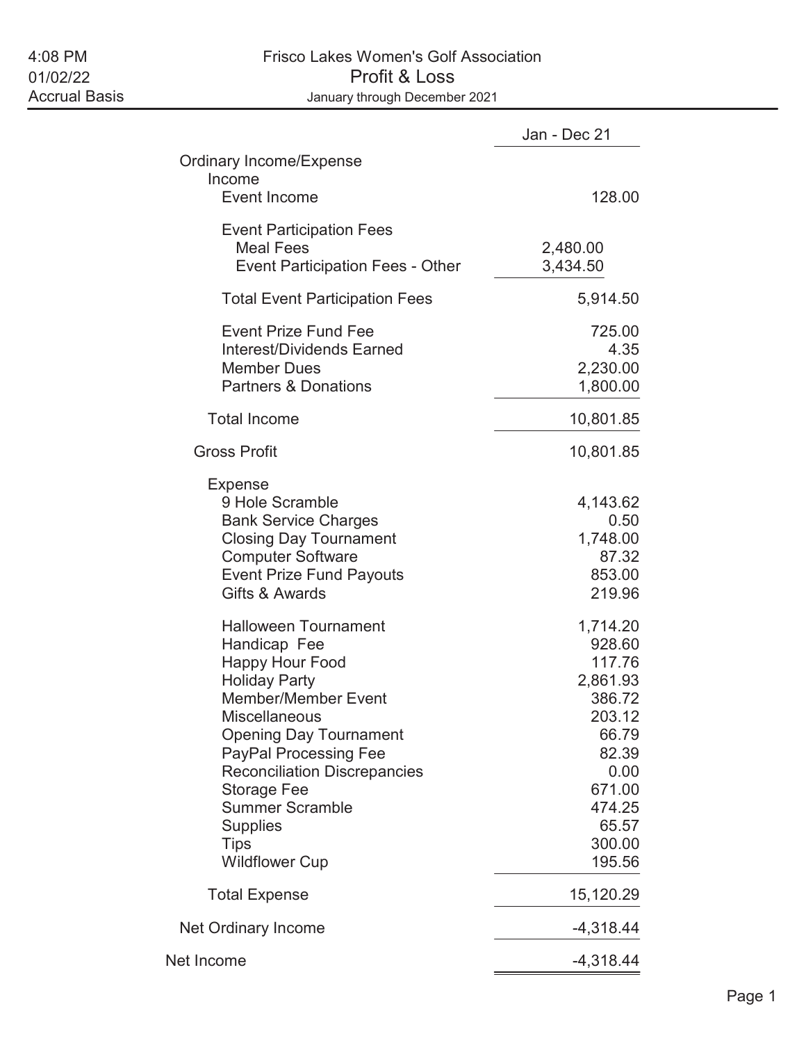4:08 PM
01/02/22
Accrual Basis

# Frisco Lakes Women's Golf Association
## Profit & Loss
January through December 2021

| | | Jan - Dec 21 |
|---|---|---|
| **Ordinary Income/Expense** | | |
| Income | | |
| Event Income | | 128.00 |
| Event Participation Fees | | |
| Meal Fees | 2,480.00 | |
| Event Participation Fees - Other | 3,434.50 | |
| Total Event Participation Fees | | 5,914.50 |
| Event Prize Fund Fee | | 725.00 |
| Interest/Dividends Earned | | 4.35 |
| Member Dues | | 2,230.00 |
| Partners & Donations | | 1,800.00 |
| **Total Income** | | 10,801.85 |
| **Gross Profit** | | 10,801.85 |
| Expense | | |
| 9 Hole Scramble | | 4,143.62 |
| Bank Service Charges | | 0.50 |
| Closing Day Tournament | | 1,748.00 |
| Computer Software | | 87.32 |
| Event Prize Fund Payouts | | 853.00 |
| Gifts & Awards | | 219.96 |
| Halloween Tournament | | 1,714.20 |
| Handicap Fee | | 928.60 |
| Happy Hour Food | | 117.76 |
| Holiday Party | | 2,861.93 |
| Member/Member Event | | 386.72 |
| Miscellaneous | | 203.12 |
| Opening Day Tournament | | 66.79 |
| PayPal Processing Fee | | 82.39 |
| Reconciliation Discrepancies | | 0.00 |
| Storage Fee | | 671.00 |
| Summer Scramble | | 474.25 |
| Supplies | | 65.57 |
| Tips | | 300.00 |
| Wildflower Cup | | 195.56 |
| **Total Expense** | | 15,120.29 |
| **Net Ordinary Income** | | -4,318.44 |
| **Net Income** | | -4,318.44 |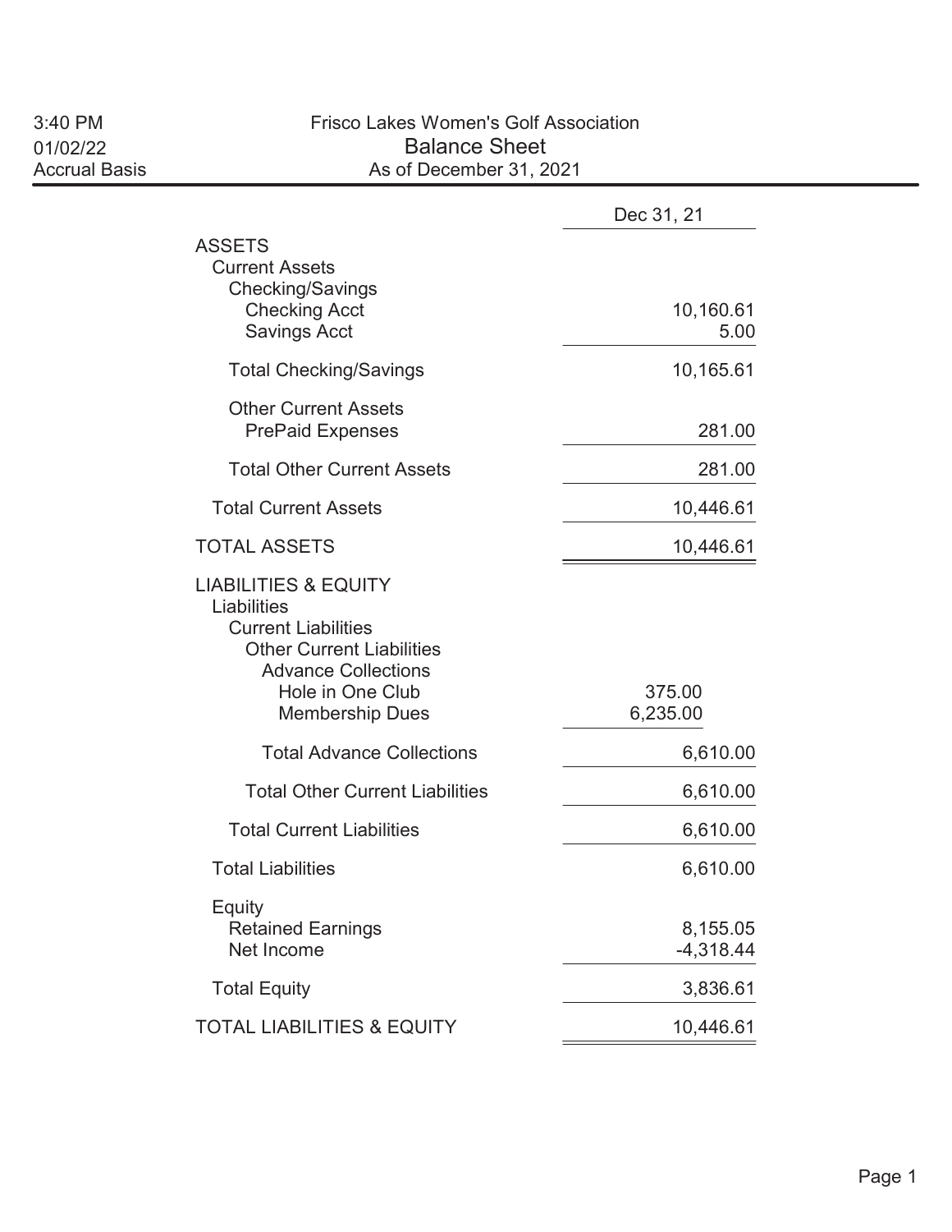3:40 PM
01/02/22
Accrual Basis

# Frisco Lakes Women's Golf Association
## Balance Sheet
### As of December 31, 2021

| | Dec 31, 21 |
|---|---|
| **ASSETS** | |
| Current Assets | |
| Checking/Savings | |
| Checking Acct | 10,160.61 |
| Savings Acct | 5.00 |
| Total Checking/Savings | 10,165.61 |
| Other Current Assets | |
| PrePaid Expenses | 281.00 |
| Total Other Current Assets | 281.00 |
| Total Current Assets | 10,446.61 |
| **TOTAL ASSETS** | 10,446.61 |
| **LIABILITIES & EQUITY** | |
| Liabilities | |
| Current Liabilities | |
| Other Current Liabilities | |
| Advance Collections | |
| Hole in One Club | 375.00 |
| Membership Dues | 6,235.00 |
| Total Advance Collections | 6,610.00 |
| Total Other Current Liabilities | 6,610.00 |
| Total Current Liabilities | 6,610.00 |
| Total Liabilities | 6,610.00 |
| Equity | |
| Retained Earnings | 8,155.05 |
| Net Income | -4,318.44 |
| Total Equity | 3,836.61 |
| **TOTAL LIABILITIES & EQUITY** | 10,446.61 |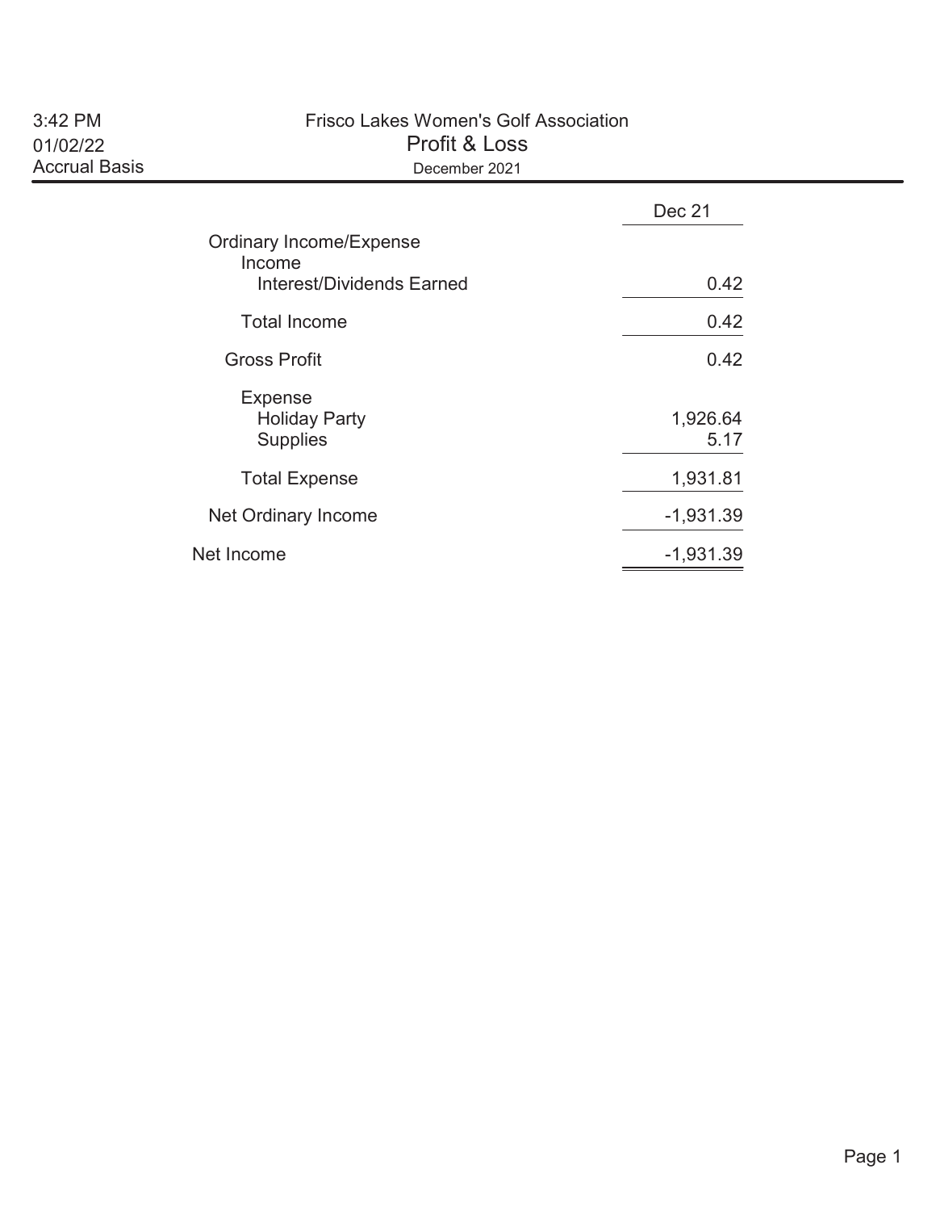3:42 PM
01/02/22
Accrual Basis

# Frisco Lakes Women's Golf Association

## Profit & Loss

December 2021

| | Dec 21 |
|---|---|
| Ordinary Income/Expense | |
| Income | |
| Interest/Dividends Earned | 0.42 |
| Total Income | 0.42 |
| Gross Profit | 0.42 |
| Expense | |
| Holiday Party | 1,926.64 |
| Supplies | 5.17 |
| Total Expense | 1,931.81 |
| Net Ordinary Income | -1,931.39 |
| Net Income | -1,931.39 |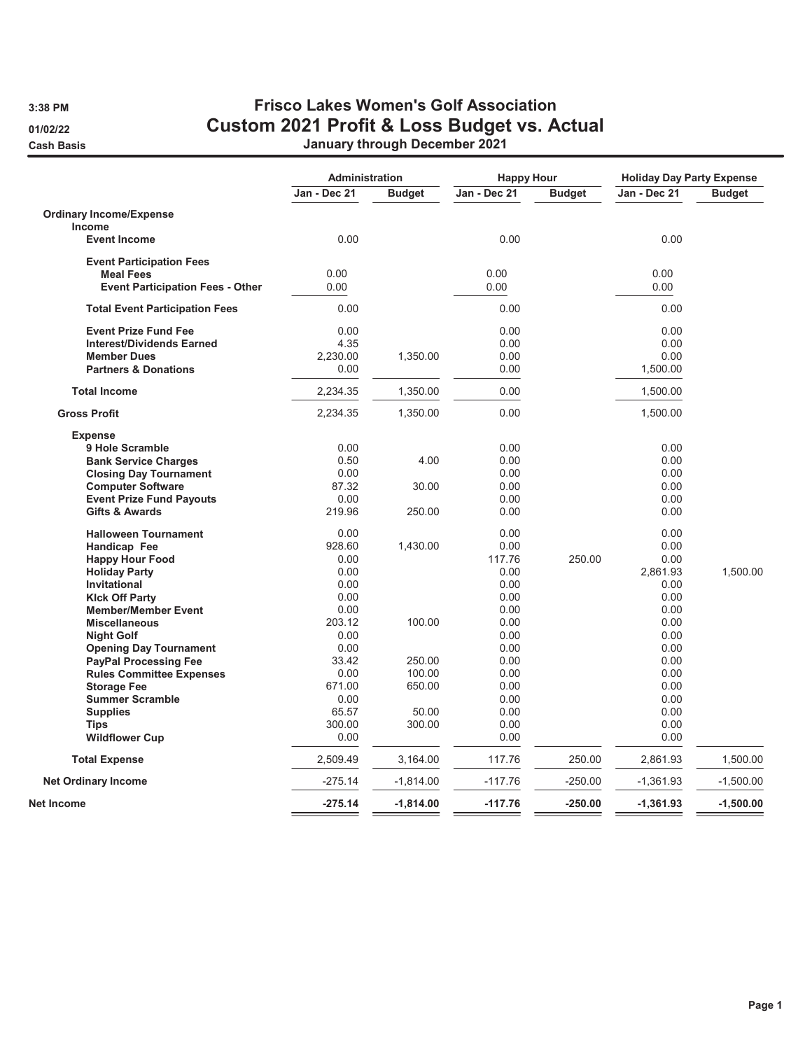3:38 PM
01/02/22
Cash Basis

# Frisco Lakes Women's Golf Association
## Custom 2021 Profit & Loss Budget vs. Actual
### January through December 2021

| | Administration | | Happy Hour | | Holiday Day Party Expense | |
|---|---|---|---|---|---|---|
| | Jan - Dec 21 | Budget | Jan - Dec 21 | Budget | Jan - Dec 21 | Budget |
| **Ordinary Income/Expense** | | | | | | |
| **Income** | | | | | | |
| **Event Income** | 0.00 | | 0.00 | | 0.00 | |
| **Event Participation Fees** | | | | | | |
| **Meal Fees** | 0.00 | | 0.00 | | 0.00 | |
| **Event Participation Fees - Other** | 0.00 | | 0.00 | | 0.00 | |
| **Total Event Participation Fees** | 0.00 | | 0.00 | | 0.00 | |
| **Event Prize Fund Fee** | 0.00 | | 0.00 | | 0.00 | |
| **Interest/Dividends Earned** | 4.35 | | 0.00 | | 0.00 | |
| **Member Dues** | 2,230.00 | 1,350.00 | 0.00 | | 0.00 | |
| **Partners & Donations** | 0.00 | | 0.00 | | 1,500.00 | |
| **Total Income** | 2,234.35 | 1,350.00 | 0.00 | | 1,500.00 | |
| **Gross Profit** | 2,234.35 | 1,350.00 | 0.00 | | 1,500.00 | |
| **Expense** | | | | | | |
| **9 Hole Scramble** | 0.00 | | 0.00 | | 0.00 | |
| **Bank Service Charges** | 0.50 | 4.00 | 0.00 | | 0.00 | |
| **Closing Day Tournament** | 0.00 | | 0.00 | | 0.00 | |
| **Computer Software** | 87.32 | 30.00 | 0.00 | | 0.00 | |
| **Event Prize Fund Payouts** | 0.00 | | 0.00 | | 0.00 | |
| **Gifts & Awards** | 219.96 | 250.00 | 0.00 | | 0.00 | |
| **Halloween Tournament** | 0.00 | | 0.00 | | 0.00 | |
| **Handicap Fee** | 928.60 | 1,430.00 | 0.00 | | 0.00 | |
| **Happy Hour Food** | 0.00 | | 117.76 | 250.00 | 0.00 | |
| **Holiday Party** | 0.00 | | 0.00 | | 2,861.93 | 1,500.00 |
| **Invitational** | 0.00 | | 0.00 | | 0.00 | |
| **KIck Off Party** | 0.00 | | 0.00 | | 0.00 | |
| **Member/Member Event** | 0.00 | | 0.00 | | 0.00 | |
| **Miscellaneous** | 203.12 | 100.00 | 0.00 | | 0.00 | |
| **Night Golf** | 0.00 | | 0.00 | | 0.00 | |
| **Opening Day Tournament** | 0.00 | | 0.00 | | 0.00 | |
| **PayPal Processing Fee** | 33.42 | 250.00 | 0.00 | | 0.00 | |
| **Rules Committee Expenses** | 0.00 | 100.00 | 0.00 | | 0.00 | |
| **Storage Fee** | 671.00 | 650.00 | 0.00 | | 0.00 | |
| **Summer Scramble** | 0.00 | | 0.00 | | 0.00 | |
| **Supplies** | 65.57 | 50.00 | 0.00 | | 0.00 | |
| **Tips** | 300.00 | 300.00 | 0.00 | | 0.00 | |
| **Wildflower Cup** | 0.00 | | 0.00 | | 0.00 | |
| **Total Expense** | 2,509.49 | 3,164.00 | 117.76 | 250.00 | 2,861.93 | 1,500.00 |
| **Net Ordinary Income** | -275.14 | -1,814.00 | -117.76 | -250.00 | -1,361.93 | -1,500.00 |
| **Net Income** | **-275.14** | **-1,814.00** | **-117.76** | **-250.00** | **-1,361.93** | **-1,500.00** |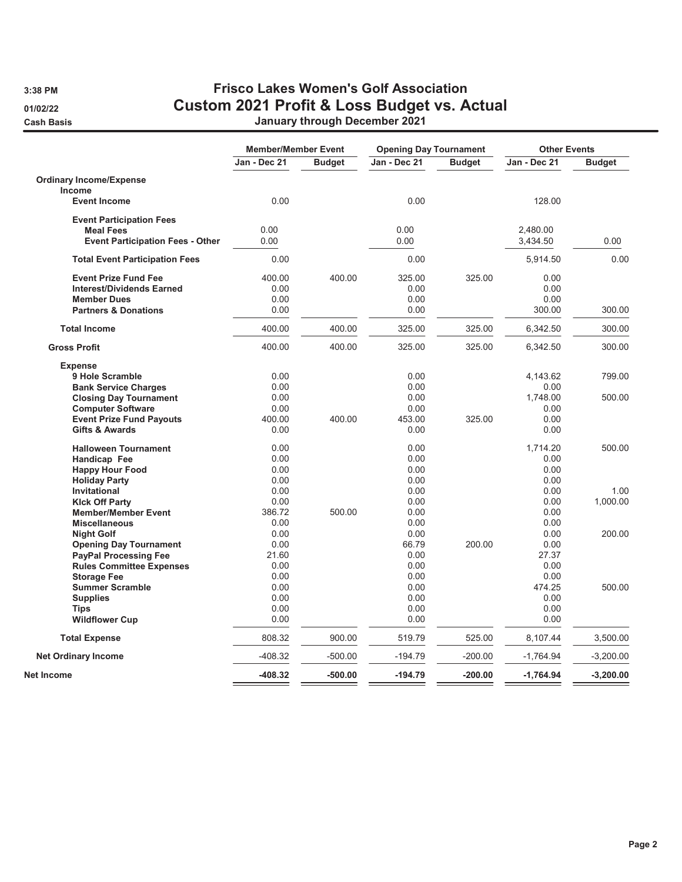# Frisco Lakes Women's Golf Association

## Custom 2021 Profit & Loss Budget vs. Actual

### January through December 2021

3:38 PM
01/02/22
Cash Basis

| | Member/Member Event | | Opening Day Tournament | | Other Events | |
|---|---|---|---|---|---|---|
| | Jan - Dec 21 | Budget | Jan - Dec 21 | Budget | Jan - Dec 21 | Budget |
| **Ordinary Income/Expense** | | | | | | |
| **Income** | | | | | | |
| **Event Income** | 0.00 | | 0.00 | | 128.00 | |
| **Event Participation Fees** | | | | | | |
| **Meal Fees** | 0.00 | | 0.00 | | 2,480.00 | |
| **Event Participation Fees - Other** | 0.00 | | 0.00 | | 3,434.50 | 0.00 |
| **Total Event Participation Fees** | 0.00 | | 0.00 | | 5,914.50 | 0.00 |
| **Event Prize Fund Fee** | 400.00 | 400.00 | 325.00 | 325.00 | 0.00 | |
| **Interest/Dividends Earned** | 0.00 | | 0.00 | | 0.00 | |
| **Member Dues** | 0.00 | | 0.00 | | 0.00 | |
| **Partners & Donations** | 0.00 | | 0.00 | | 300.00 | 300.00 |
| **Total Income** | 400.00 | 400.00 | 325.00 | 325.00 | 6,342.50 | 300.00 |
| **Gross Profit** | 400.00 | 400.00 | 325.00 | 325.00 | 6,342.50 | 300.00 |
| **Expense** | | | | | | |
| **9 Hole Scramble** | 0.00 | | 0.00 | | 4,143.62 | 799.00 |
| **Bank Service Charges** | 0.00 | | 0.00 | | 0.00 | |
| **Closing Day Tournament** | 0.00 | | 0.00 | | 1,748.00 | 500.00 |
| **Computer Software** | 0.00 | | 0.00 | | 0.00 | |
| **Event Prize Fund Payouts** | 400.00 | 400.00 | 453.00 | 325.00 | 0.00 | |
| **Gifts & Awards** | 0.00 | | 0.00 | | 0.00 | |
| **Halloween Tournament** | 0.00 | | 0.00 | | 1,714.20 | 500.00 |
| **Handicap Fee** | 0.00 | | 0.00 | | 0.00 | |
| **Happy Hour Food** | 0.00 | | 0.00 | | 0.00 | |
| **Holiday Party** | 0.00 | | 0.00 | | 0.00 | |
| **Invitational** | 0.00 | | 0.00 | | 0.00 | 1.00 |
| **KIck Off Party** | 0.00 | | 0.00 | | 0.00 | 1,000.00 |
| **Member/Member Event** | 386.72 | 500.00 | 0.00 | | 0.00 | |
| **Miscellaneous** | 0.00 | | 0.00 | | 0.00 | |
| **Night Golf** | 0.00 | | 0.00 | | 0.00 | 200.00 |
| **Opening Day Tournament** | 0.00 | | 66.79 | 200.00 | 0.00 | |
| **PayPal Processing Fee** | 21.60 | | 0.00 | | 27.37 | |
| **Rules Committee Expenses** | 0.00 | | 0.00 | | 0.00 | |
| **Storage Fee** | 0.00 | | 0.00 | | 0.00 | |
| **Summer Scramble** | 0.00 | | 0.00 | | 474.25 | 500.00 |
| **Supplies** | 0.00 | | 0.00 | | 0.00 | |
| **Tips** | 0.00 | | 0.00 | | 0.00 | |
| **Wildflower Cup** | 0.00 | | 0.00 | | 0.00 | |
| **Total Expense** | 808.32 | 900.00 | 519.79 | 525.00 | 8,107.44 | 3,500.00 |
| **Net Ordinary Income** | -408.32 | -500.00 | -194.79 | -200.00 | -1,764.94 | -3,200.00 |
| **Net Income** | **-408.32** | **-500.00** | **-194.79** | **-200.00** | **-1,764.94** | **-3,200.00** |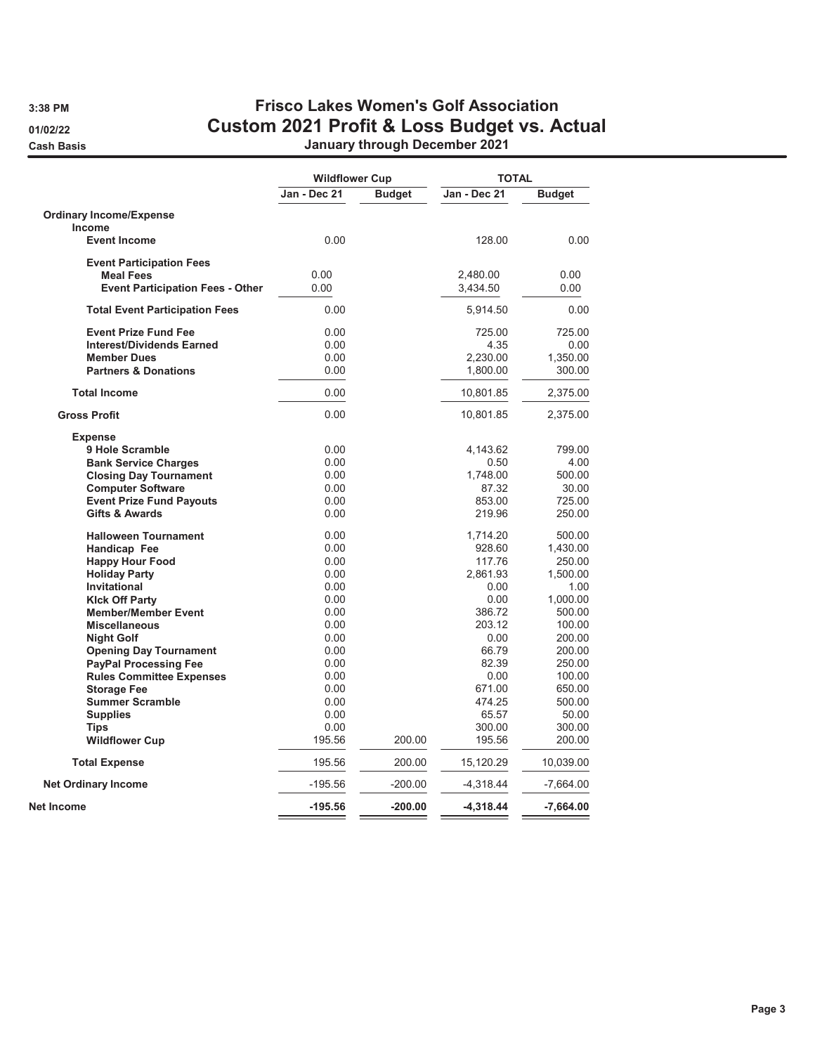3:38 PM

01/02/22

Cash Basis

# Frisco Lakes Women's Golf Association
## Custom 2021 Profit & Loss Budget vs. Actual
### January through December 2021

| | Wildflower Cup | | TOTAL | |
|---|---|---|---|---|
| | Jan - Dec 21 | Budget | Jan - Dec 21 | Budget |
| **Ordinary Income/Expense** | | | | |
| **Income** | | | | |
| **Event Income** | 0.00 | | 128.00 | 0.00 |
| **Event Participation Fees** | | | | |
| **Meal Fees** | 0.00 | | 2,480.00 | 0.00 |
| **Event Participation Fees - Other** | 0.00 | | 3,434.50 | 0.00 |
| **Total Event Participation Fees** | 0.00 | | 5,914.50 | 0.00 |
| **Event Prize Fund Fee** | 0.00 | | 725.00 | 725.00 |
| **Interest/Dividends Earned** | 0.00 | | 4.35 | 0.00 |
| **Member Dues** | 0.00 | | 2,230.00 | 1,350.00 |
| **Partners & Donations** | 0.00 | | 1,800.00 | 300.00 |
| **Total Income** | 0.00 | | 10,801.85 | 2,375.00 |
| **Gross Profit** | 0.00 | | 10,801.85 | 2,375.00 |
| **Expense** | | | | |
| **9 Hole Scramble** | 0.00 | | 4,143.62 | 799.00 |
| **Bank Service Charges** | 0.00 | | 0.50 | 4.00 |
| **Closing Day Tournament** | 0.00 | | 1,748.00 | 500.00 |
| **Computer Software** | 0.00 | | 87.32 | 30.00 |
| **Event Prize Fund Payouts** | 0.00 | | 853.00 | 725.00 |
| **Gifts & Awards** | 0.00 | | 219.96 | 250.00 |
| **Halloween Tournament** | 0.00 | | 1,714.20 | 500.00 |
| **Handicap Fee** | 0.00 | | 928.60 | 1,430.00 |
| **Happy Hour Food** | 0.00 | | 117.76 | 250.00 |
| **Holiday Party** | 0.00 | | 2,861.93 | 1,500.00 |
| **Invitational** | 0.00 | | 0.00 | 1.00 |
| **KIck Off Party** | 0.00 | | 0.00 | 1,000.00 |
| **Member/Member Event** | 0.00 | | 386.72 | 500.00 |
| **Miscellaneous** | 0.00 | | 203.12 | 100.00 |
| **Night Golf** | 0.00 | | 0.00 | 200.00 |
| **Opening Day Tournament** | 0.00 | | 66.79 | 200.00 |
| **PayPal Processing Fee** | 0.00 | | 82.39 | 250.00 |
| **Rules Committee Expenses** | 0.00 | | 0.00 | 100.00 |
| **Storage Fee** | 0.00 | | 671.00 | 650.00 |
| **Summer Scramble** | 0.00 | | 474.25 | 500.00 |
| **Supplies** | 0.00 | | 65.57 | 50.00 |
| **Tips** | 0.00 | | 300.00 | 300.00 |
| **Wildflower Cup** | 195.56 | 200.00 | 195.56 | 200.00 |
| **Total Expense** | 195.56 | 200.00 | 15,120.29 | 10,039.00 |
| **Net Ordinary Income** | -195.56 | -200.00 | -4,318.44 | -7,664.00 |
| **Net Income** | **-195.56** | **-200.00** | **-4,318.44** | **-7,664.00** |